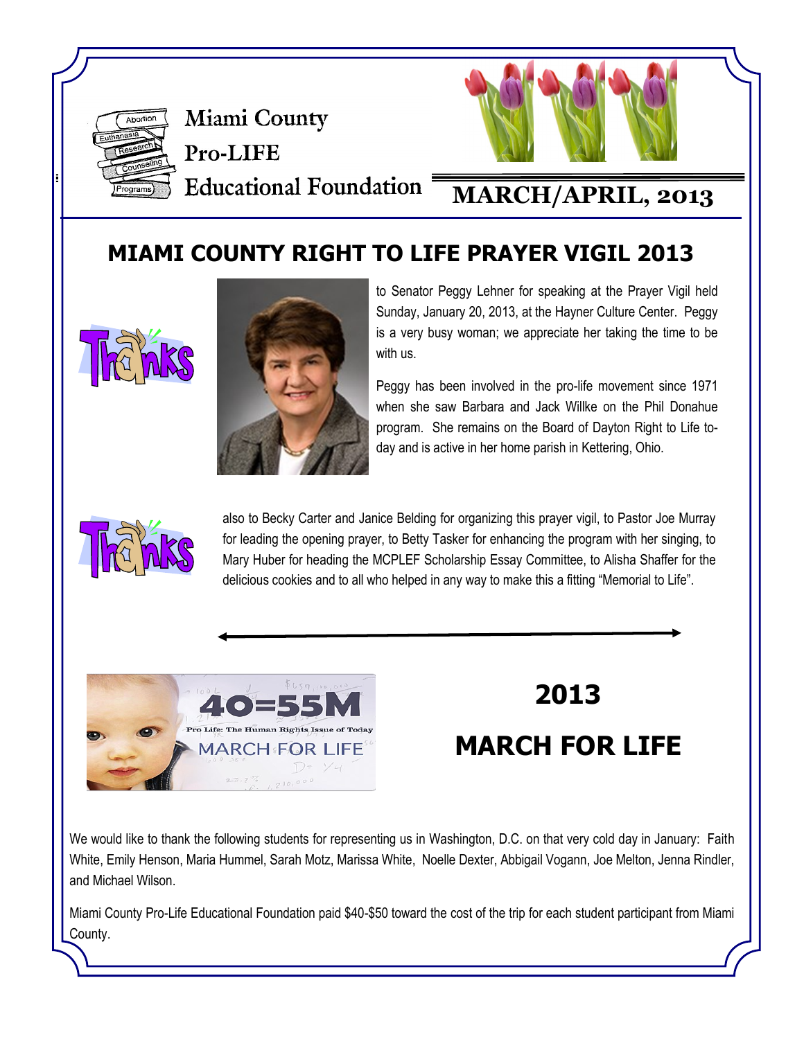Miami County Pro-LIFE Educational Foundation

MARCH/APRIL, 2013

## MIAMI COUNTY RIGHT TO LIFE PRAYER VIGIL 2013

Thanks to Senator Peggy Lehner for speaking at the Prayer Vigil held Sunday, January 20, 2013, at the Hayner Culture Center. Peggy is a very busy woman; we appreciate her taking the time to be with us.

Peggy has been involved in the pro-life movement since 1971 when she saw Barbara and Jack Willke on the Phil Donahue program. She remains on the Board of Dayton Right to Life today and is active in her home parish in Kettering, Ohio.

Thanks also to Becky Carter and Janice Belding for organizing this prayer vigil, to Pastor Joe Murray for leading the opening prayer, to Betty Tasker for enhancing the program with her singing, to Mary Huber for heading the MCPLEF Scholarship Essay Committee, to Alisha Shaffer for the delicious cookies and to all who helped in any way to make this a fitting "Memorial to Life".

## 2013 MARCH FOR LIFE

We would like to thank the following students for representing us in Washington, D.C. on that very cold day in January: Faith White, Emily Henson, Maria Hummel, Sarah Motz, Marissa White, Noelle Dexter, Abbigail Vogann, Joe Melton, Jenna Rindler, and Michael Wilson.

Miami County Pro-Life Educational Foundation paid $40-$50 toward the cost of the trip for each student participant from Miami County.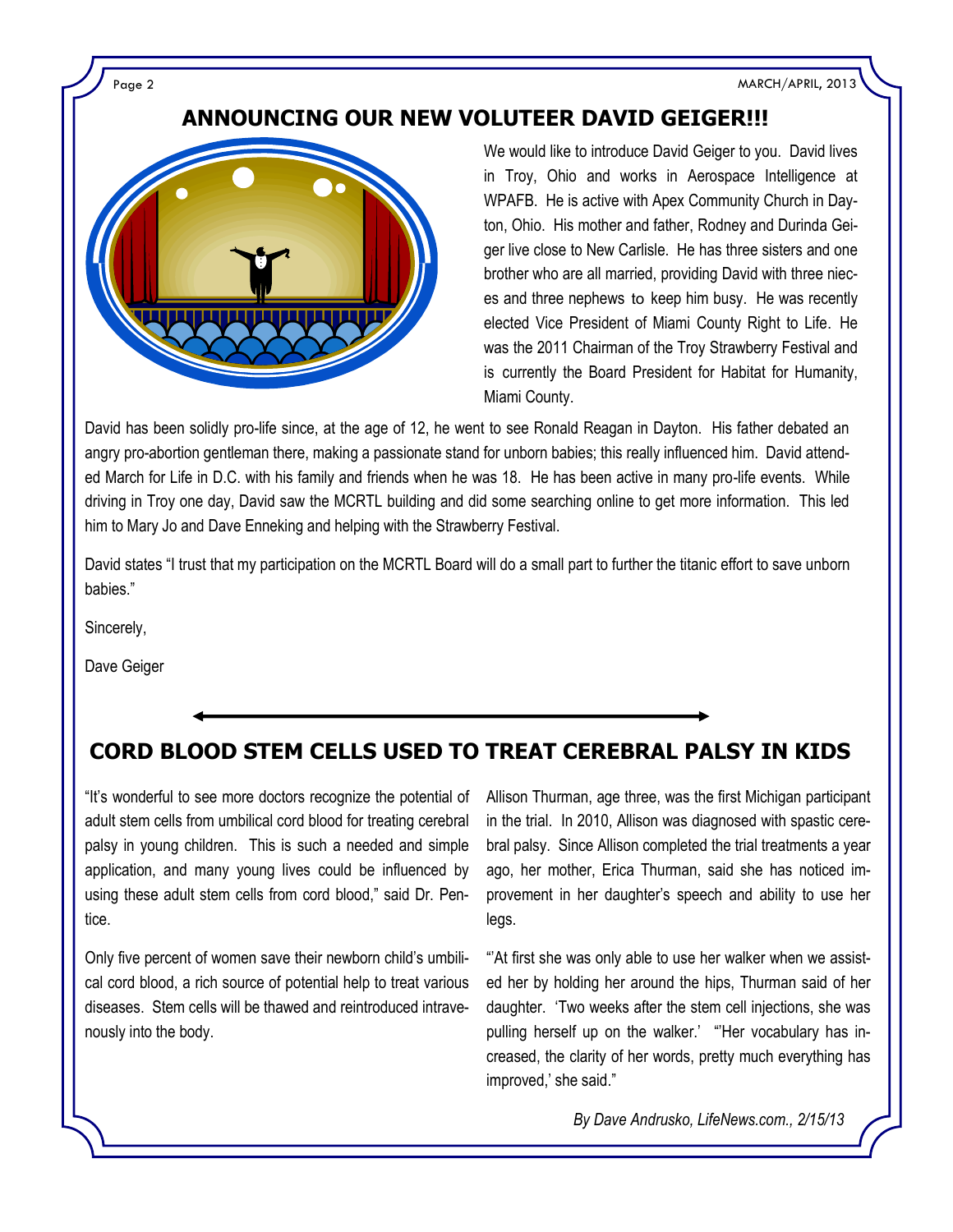## ANNOUNCING OUR NEW VOLUTEER DAVID GEIGER!!!

We would like to introduce David Geiger to you. David lives in Troy, Ohio and works in Aerospace Intelligence at WPAFB. He is active with Apex Community Church in Dayton, Ohio. His mother and father, Rodney and Durinda Geiger live close to New Carlisle. He has three sisters and one brother who are all married, providing David with three nieces and three nephews to keep him busy. He was recently elected Vice President of Miami County Right to Life. He was the 2011 Chairman of the Troy Strawberry Festival and is currently the Board President for Habitat for Humanity, Miami County.

David has been solidly pro-life since, at the age of 12, he went to see Ronald Reagan in Dayton. His father debated an angry pro-abortion gentleman there, making a passionate stand for unborn babies; this really influenced him. David attended March for Life in D.C. with his family and friends when he was 18. He has been active in many pro-life events. While driving in Troy one day, David saw the MCRTL building and did some searching online to get more information. This led him to Mary Jo and Dave Enneking and helping with the Strawberry Festival.

David states "I trust that my participation on the MCRTL Board will do a small part to further the titanic effort to save unborn babies."

Sincerely,

Dave Geiger

## CORD BLOOD STEM CELLS USED TO TREAT CEREBRAL PALSY IN KIDS

"It's wonderful to see more doctors recognize the potential of adult stem cells from umbilical cord blood for treating cerebral palsy in young children. This is such a needed and simple application, and many young lives could be influenced by using these adult stem cells from cord blood," said Dr. Pentice.

Only five percent of women save their newborn child's umbilical cord blood, a rich source of potential help to treat various diseases. Stem cells will be thawed and reintroduced intravenously into the body.

Allison Thurman, age three, was the first Michigan participant in the trial. In 2010, Allison was diagnosed with spastic cerebral palsy. Since Allison completed the trial treatments a year ago, her mother, Erica Thurman, said she has noticed improvement in her daughter's speech and ability to use her legs.

"'At first she was only able to use her walker when we assisted her by holding her around the hips, Thurman said of her daughter. 'Two weeks after the stem cell injections, she was pulling herself up on the walker.' "'Her vocabulary has increased, the clarity of her words, pretty much everything has improved,' she said."

*By Dave Andrusko, LifeNews.com., 2/15/13*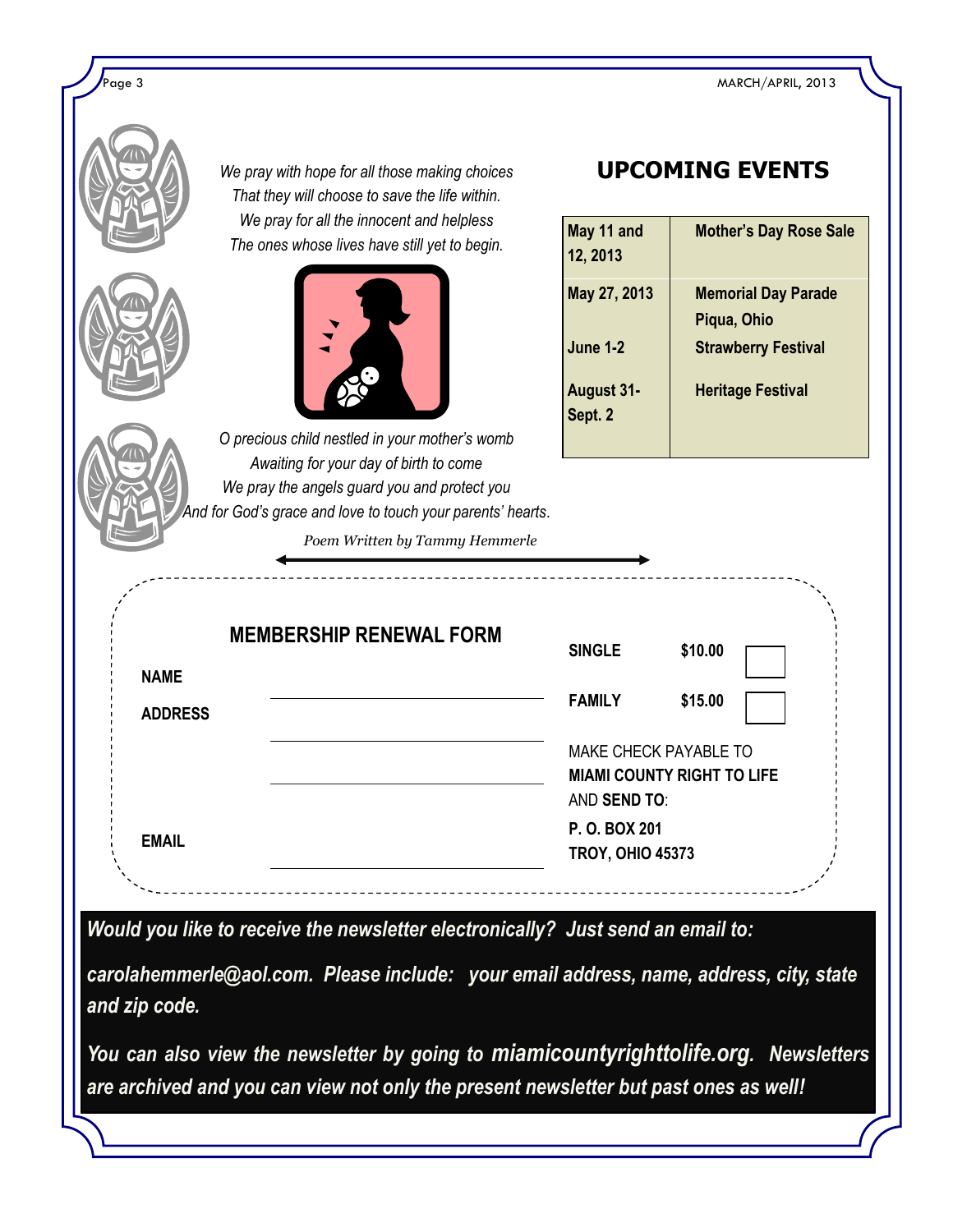*We pray with hope for all those making choices*
*That they will choose to save the life within.*
*We pray for all the innocent and helpless*
*The ones whose lives have still yet to begin.*

*O precious child nestled in your mother's womb*
*Awaiting for your day of birth to come*
*We pray the angels guard you and protect you*
*And for God's grace and love to touch your parents' hearts.*

*Poem Written by Tammy Hemmerle*

## UPCOMING EVENTS

| Date | Event |
|---|---|
| **May 11 and 12, 2013** | **Mother's Day Rose Sale** |
| **May 27, 2013** | **Memorial Day Parade Piqua, Ohio** |
| **June 1-2** | **Strawberry Festival** |
| **August 31-Sept. 2** | **Heritage Festival** |

## MEMBERSHIP RENEWAL FORM

**NAME** ______________________________

**ADDRESS** ______________________________

______________________________

______________________________

**EMAIL** ______________________________

**SINGLE** **$10.00** ☐

**FAMILY** **$15.00** ☐

MAKE CHECK PAYABLE TO
**MIAMI COUNTY RIGHT TO LIFE**
AND **SEND TO**:
**P. O. BOX 201**
**TROY, OHIO 45373**

***Would you like to receive the newsletter electronically? Just send an email to:***

***carolahemmerle@aol.com. Please include: your email address, name, address, city, state and zip code.***

***You can also view the newsletter by going to miamicountyrighttolife.org. Newsletters are archived and you can view not only the present newsletter but past ones as well!***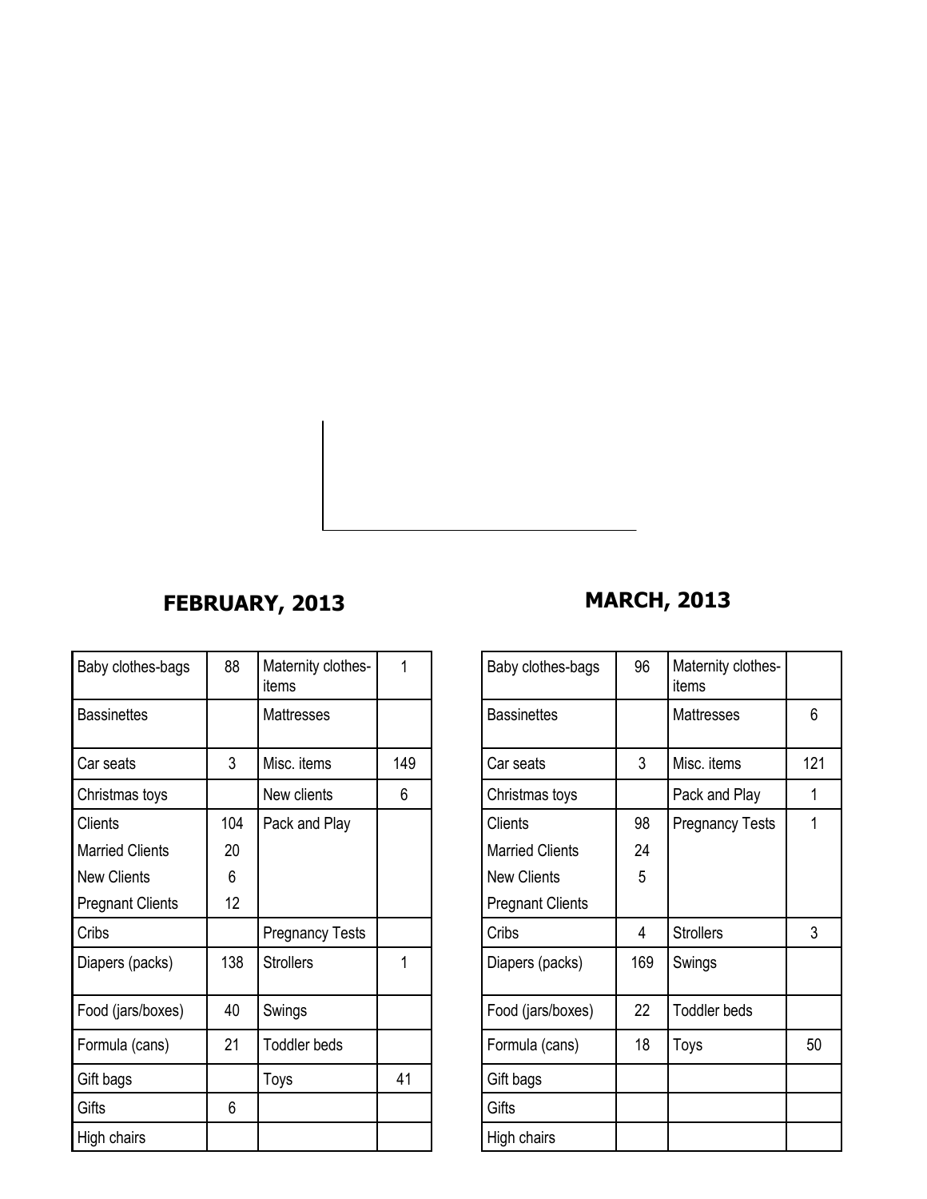## FEBRUARY, 2013

| | | | |
|---|---|---|---|
| Baby clothes-bags | 88 | Maternity clothes-items | 1 |
| Bassinettes | | Mattresses | |
| Car seats | 3 | Misc. items | 149 |
| Christmas toys | | New clients | 6 |
| Clients<br>Married Clients<br>New Clients<br>Pregnant Clients | 104<br>20<br>6<br>12 | Pack and Play | |
| Cribs | | Pregnancy Tests | |
| Diapers (packs) | 138 | Strollers | 1 |
| Food (jars/boxes) | 40 | Swings | |
| Formula (cans) | 21 | Toddler beds | |
| Gift bags | | Toys | 41 |
| Gifts | 6 | | |
| High chairs | | | |

## MARCH, 2013

| | | | |
|---|---|---|---|
| Baby clothes-bags | 96 | Maternity clothes-items | |
| Bassinettes | | Mattresses | 6 |
| Car seats | 3 | Misc. items | 121 |
| Christmas toys | | Pack and Play | 1 |
| Clients<br>Married Clients<br>New Clients<br>Pregnant Clients | 98<br>24<br>5<br> | Pregnancy Tests | 1 |
| Cribs | 4 | Strollers | 3 |
| Diapers (packs) | 169 | Swings | |
| Food (jars/boxes) | 22 | Toddler beds | |
| Formula (cans) | 18 | Toys | 50 |
| Gift bags | | | |
| Gifts | | | |
| High chairs | | | |